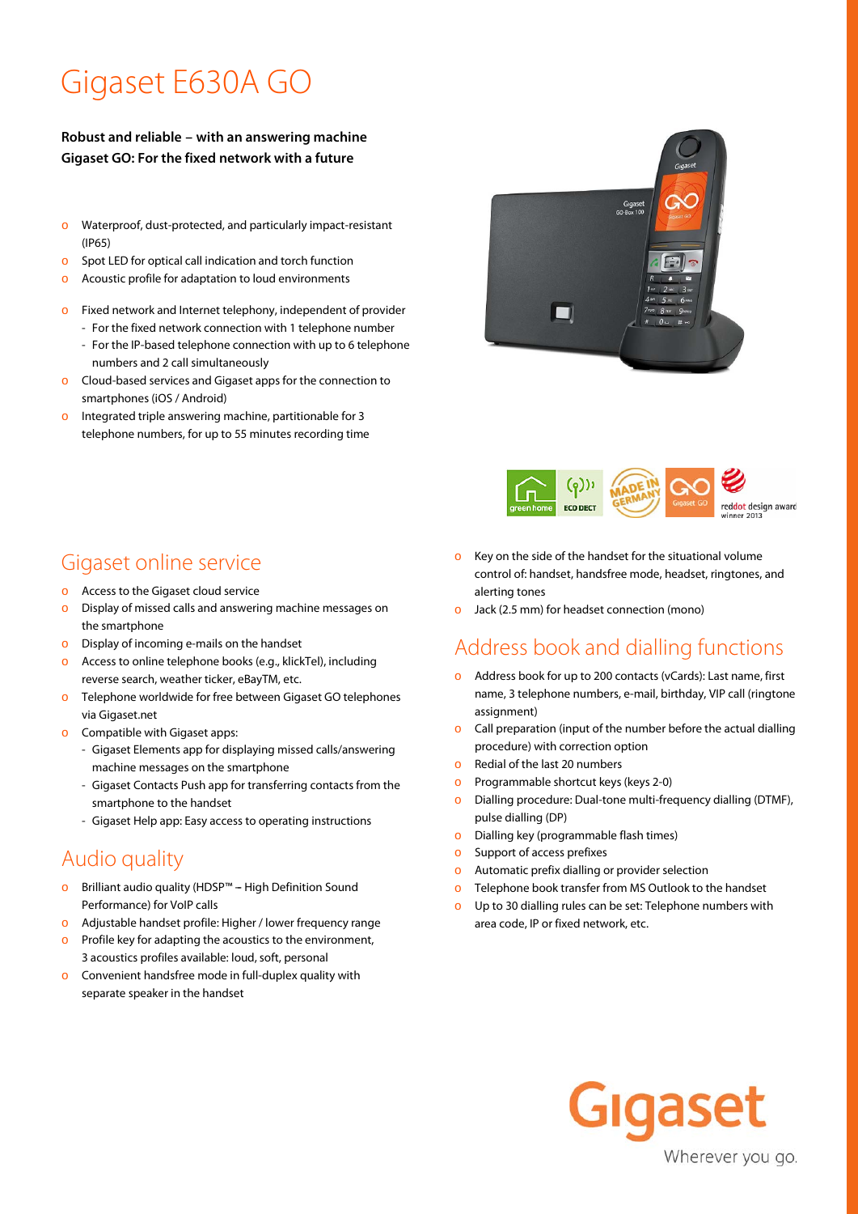# Gigaset E630A GO

**Robust and reliable – with an answering machine**
**Gigaset GO: For the fixed network with a future**

- Waterproof, dust-protected, and particularly impact-resistant (IP65)
- Spot LED for optical call indication and torch function
- Acoustic profile for adaptation to loud environments

- Fixed network and Internet telephony, independent of provider
  - For the fixed network connection with 1 telephone number
  - For the IP-based telephone connection with up to 6 telephone numbers and 2 call simultaneously
- Cloud-based services and Gigaset apps for the connection to smartphones (iOS / Android)
- Integrated triple answering machine, partitionable for 3 telephone numbers, for up to 55 minutes recording time

## Gigaset online service

- Access to the Gigaset cloud service
- Display of missed calls and answering machine messages on the smartphone
- Display of incoming e-mails on the handset
- Access to online telephone books (e.g., klickTel), including reverse search, weather ticker, eBayTM, etc.
- Telephone worldwide for free between Gigaset GO telephones via Gigaset.net
- Compatible with Gigaset apps:
  - Gigaset Elements app for displaying missed calls/answering machine messages on the smartphone
  - Gigaset Contacts Push app for transferring contacts from the smartphone to the handset
  - Gigaset Help app: Easy access to operating instructions

## Audio quality

- Brilliant audio quality (HDSP™ – High Definition Sound Performance) for VoIP calls
- Adjustable handset profile: Higher / lower frequency range
- Profile key for adapting the acoustics to the environment, 3 acoustics profiles available: loud, soft, personal
- Convenient handsfree mode in full-duplex quality with separate speaker in the handset
- Key on the side of the handset for the situational volume control of: handset, handsfree mode, headset, ringtones, and alerting tones
- Jack (2.5 mm) for headset connection (mono)

## Address book and dialling functions

- Address book for up to 200 contacts (vCards): Last name, first name, 3 telephone numbers, e-mail, birthday, VIP call (ringtone assignment)
- Call preparation (input of the number before the actual dialling procedure) with correction option
- Redial of the last 20 numbers
- Programmable shortcut keys (keys 2-0)
- Dialling procedure: Dual-tone multi-frequency dialling (DTMF), pulse dialling (DP)
- Dialling key (programmable flash times)
- Support of access prefixes
- Automatic prefix dialling or provider selection
- Telephone book transfer from MS Outlook to the handset
- Up to 30 dialling rules can be set: Telephone numbers with area code, IP or fixed network, etc.

Gigaset
Wherever you go.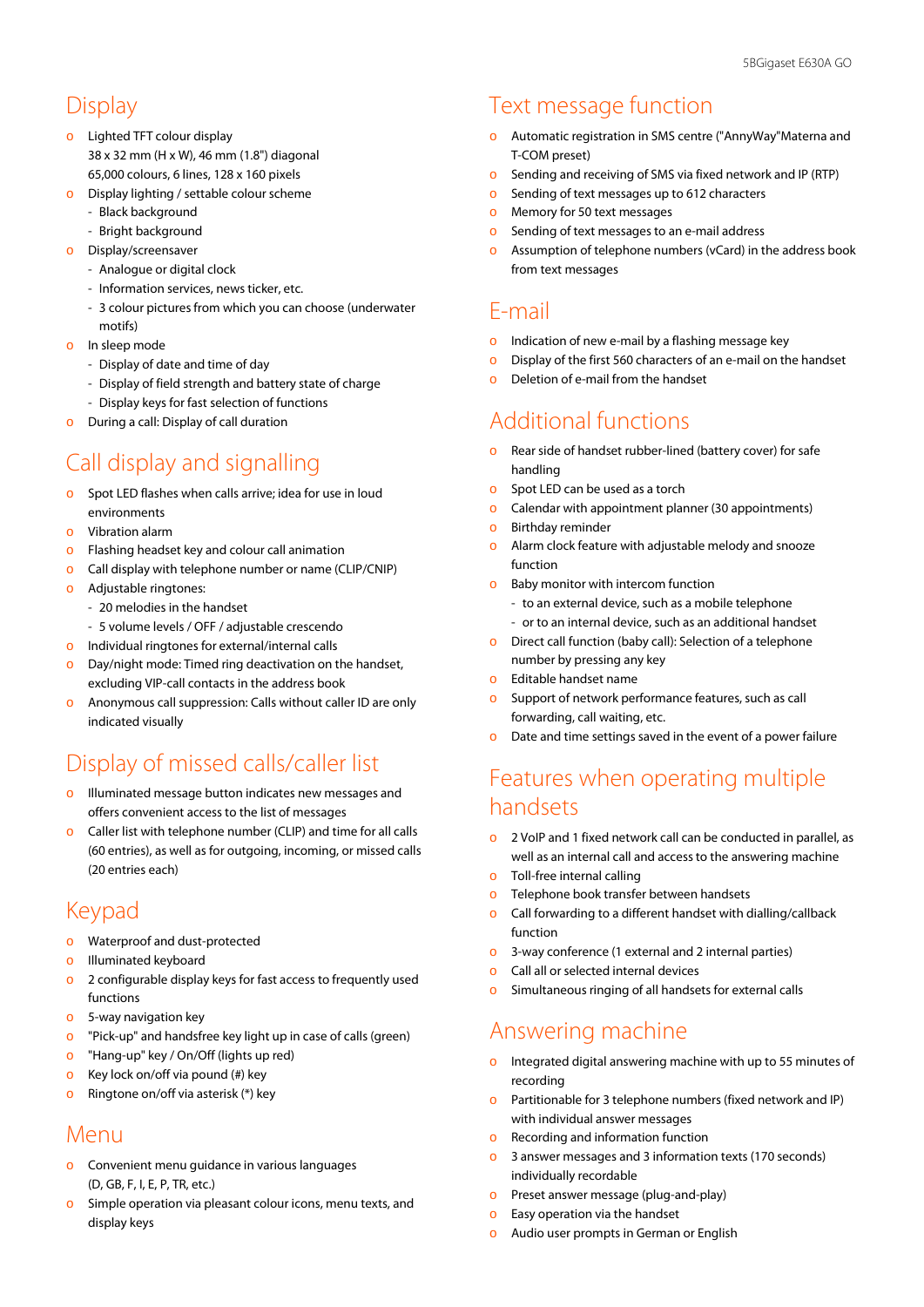## Display

- Lighted TFT colour display
  38 x 32 mm (H x W), 46 mm (1.8") diagonal
  65,000 colours, 6 lines, 128 x 160 pixels
- Display lighting / settable colour scheme
  - Black background
  - Bright background
- Display/screensaver
  - Analogue or digital clock
  - Information services, news ticker, etc.
  - 3 colour pictures from which you can choose (underwater motifs)
- In sleep mode
  - Display of date and time of day
  - Display of field strength and battery state of charge
  - Display keys for fast selection of functions
- During a call: Display of call duration

## Call display and signalling

- Spot LED flashes when calls arrive; idea for use in loud environments
- Vibration alarm
- Flashing headset key and colour call animation
- Call display with telephone number or name (CLIP/CNIP)
- Adjustable ringtones:
  - 20 melodies in the handset
  - 5 volume levels / OFF / adjustable crescendo
- Individual ringtones for external/internal calls
- Day/night mode: Timed ring deactivation on the handset, excluding VIP-call contacts in the address book
- Anonymous call suppression: Calls without caller ID are only indicated visually

## Display of missed calls/caller list

- Illuminated message button indicates new messages and offers convenient access to the list of messages
- Caller list with telephone number (CLIP) and time for all calls (60 entries), as well as for outgoing, incoming, or missed calls (20 entries each)

## Keypad

- Waterproof and dust-protected
- Illuminated keyboard
- 2 configurable display keys for fast access to frequently used functions
- 5-way navigation key
- "Pick-up" and handsfree key light up in case of calls (green)
- "Hang-up" key / On/Off (lights up red)
- Key lock on/off via pound (#) key
- Ringtone on/off via asterisk (*) key

## Menu

- Convenient menu guidance in various languages (D, GB, F, I, E, P, TR, etc.)
- Simple operation via pleasant colour icons, menu texts, and display keys

## Text message function

- Automatic registration in SMS centre ("AnnyWay"Materna and T-COM preset)
- Sending and receiving of SMS via fixed network and IP (RTP)
- Sending of text messages up to 612 characters
- Memory for 50 text messages
- Sending of text messages to an e-mail address
- Assumption of telephone numbers (vCard) in the address book from text messages

## E-mail

- Indication of new e-mail by a flashing message key
- Display of the first 560 characters of an e-mail on the handset
- Deletion of e-mail from the handset

## Additional functions

- Rear side of handset rubber-lined (battery cover) for safe handling
- Spot LED can be used as a torch
- Calendar with appointment planner (30 appointments)
- Birthday reminder
- Alarm clock feature with adjustable melody and snooze function
- Baby monitor with intercom function
  - to an external device, such as a mobile telephone
  - or to an internal device, such as an additional handset
- Direct call function (baby call): Selection of a telephone number by pressing any key
- Editable handset name
- Support of network performance features, such as call forwarding, call waiting, etc.
- Date and time settings saved in the event of a power failure

## Features when operating multiple handsets

- 2 VoIP and 1 fixed network call can be conducted in parallel, as well as an internal call and access to the answering machine
- Toll-free internal calling
- Telephone book transfer between handsets
- Call forwarding to a different handset with dialling/callback function
- 3-way conference (1 external and 2 internal parties)
- Call all or selected internal devices
- Simultaneous ringing of all handsets for external calls

## Answering machine

- Integrated digital answering machine with up to 55 minutes of recording
- Partitionable for 3 telephone numbers (fixed network and IP) with individual answer messages
- Recording and information function
- 3 answer messages and 3 information texts (170 seconds) individually recordable
- Preset answer message (plug-and-play)
- Easy operation via the handset
- Audio user prompts in German or English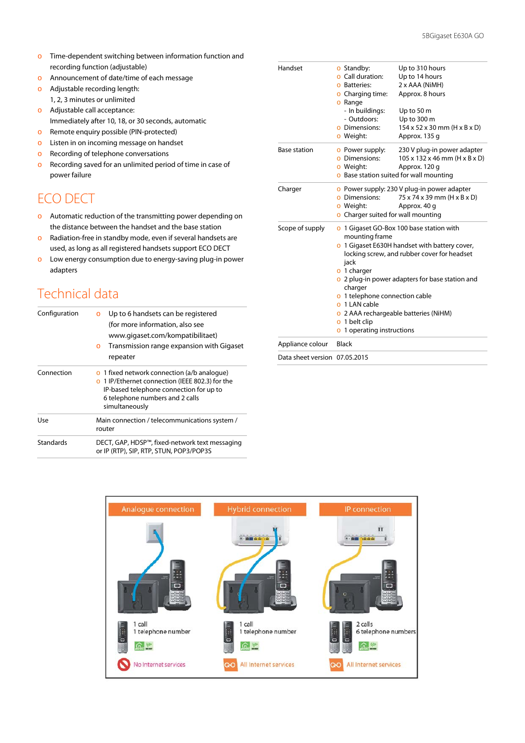- Time-dependent switching between information function and recording function (adjustable)
- Announcement of date/time of each message
- Adjustable recording length: 1, 2, 3 minutes or unlimited
- Adjustable call acceptance: Immediately after 10, 18, or 30 seconds, automatic
- Remote enquiry possible (PIN-protected)
- Listen in on incoming message on handset
- Recording of telephone conversations
- Recording saved for an unlimited period of time in case of power failure

## ECO DECT

- Automatic reduction of the transmitting power depending on the distance between the handset and the base station
- Radiation-free in standby mode, even if several handsets are used, as long as all registered handsets support ECO DECT
- Low energy consumption due to energy-saving plug-in power adapters

## Technical data

| | |
|---|---|
| Configuration | - Up to 6 handsets can be registered (for more information, also see www.gigaset.com/kompatibilitaet)<br>- Transmission range expansion with Gigaset repeater |
| Connection | - 1 fixed network connection (a/b analogue)<br>- 1 IP/Ethernet connection (IEEE 802.3) for the IP-based telephone connection for up to 6 telephone numbers and 2 calls simultaneously |
| Use | Main connection / telecommunications system / router |
| Standards | DECT, GAP, HDSP™, fixed-network text messaging or IP (RTP), SIP, RTP, STUN, POP3/POP3S |

| | |
|---|---|
| Handset | - Standby: Up to 310 hours<br>- Call duration: Up to 14 hours<br>- Batteries: 2 x AAA (NiMH)<br>- Charging time: Approx. 8 hours<br>- Range<br>  - In buildings: Up to 50 m<br>  - Outdoors: Up to 300 m<br>- Dimensions: 154 x 52 x 30 mm (H x B x D)<br>- Weight: Approx. 135 g |
| Base station | - Power supply: 230 V plug-in power adapter<br>- Dimensions: 105 x 132 x 46 mm (H x B x D)<br>- Weight: Approx. 120 g<br>- Base station suited for wall mounting |
| Charger | - Power supply: 230 V plug-in power adapter<br>- Dimensions: 75 x 74 x 39 mm (H x B x D)<br>- Weight: Approx. 40 g<br>- Charger suited for wall mounting |
| Scope of supply | - 1 Gigaset GO-Box 100 base station with mounting frame<br>- 1 Gigaset E630H handset with battery cover, locking screw, and rubber cover for headset jack<br>- 1 charger<br>- 2 plug-in power adapters for base station and charger<br>- 1 telephone connection cable<br>- 1 LAN cable<br>- 2 AAA rechargeable batteries (NiHM)<br>- 1 belt clip<br>- 1 operating instructions |
| Appliance colour | Black |
| Data sheet version | 07.05.2015 |

Analogue connection
1 call
1 telephone number
No Internet services

Hybrid connection
1 call
1 telephone number
All Internet services

IP connection
2 calls
6 telephone numbers
All Internet services